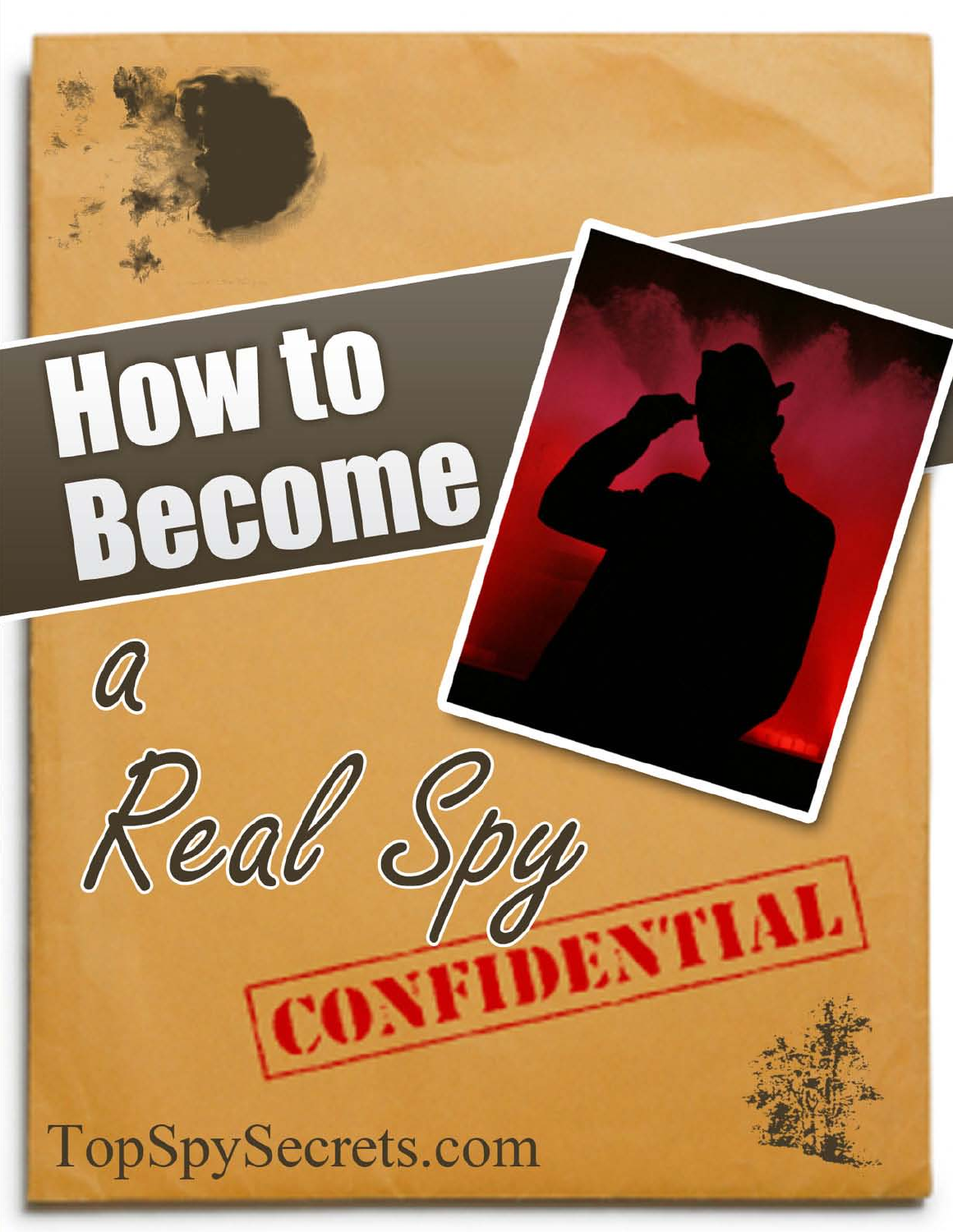# How to Become a Real Spy

CONFIDENTIAL

TopSpySecrets.com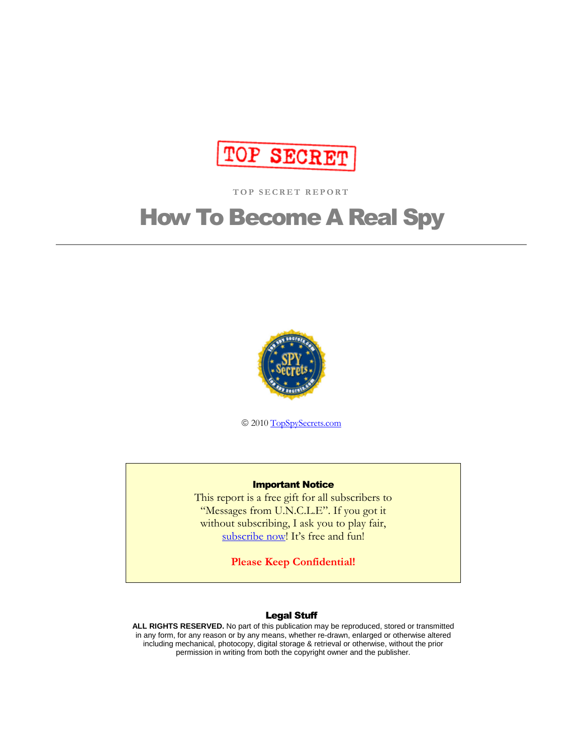TOP SECRET

TOP SECRET REPORT

# How To Become A Real Spy

---

© 2010 TopSpySecrets.com

**Important Notice**

This report is a free gift for all subscribers to "Messages from U.N.C.L.E". If you got it without subscribing, I ask you to play fair, subscribe now! It's free and fun!

**Please Keep Confidential!**

**Legal Stuff**

**ALL RIGHTS RESERVED.** No part of this publication may be reproduced, stored or transmitted in any form, for any reason or by any means, whether re-drawn, enlarged or otherwise altered including mechanical, photocopy, digital storage & retrieval or otherwise, without the prior permission in writing from both the copyright owner and the publisher.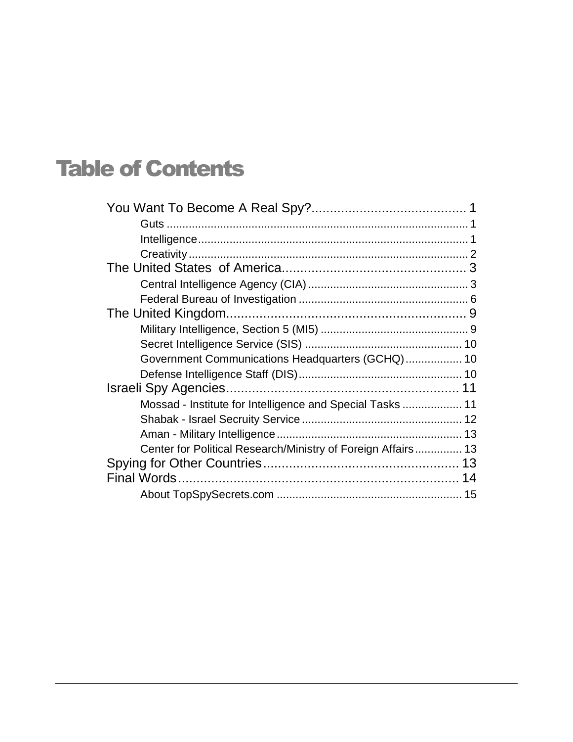# Table of Contents

You Want To Become A Real Spy? ......................................... 1
- Guts ................................................................................................ 1
- Intelligence ...................................................................................... 1
- Creativity ......................................................................................... 2

The United States  of America.................................................. 3
- Central Intelligence Agency (CIA) .................................................. 3
- Federal Bureau of Investigation ...................................................... 6

The United Kingdom................................................................. 9
- Military Intelligence, Section 5 (MI5) ............................................... 9
- Secret Intelligence Service (SIS) ................................................. 10
- Government Communications Headquarters (GCHQ) .................. 10
- Defense Intelligence Staff (DIS) ................................................... 10

Israeli Spy Agencies............................................................... 11
- Mossad - Institute for Intelligence and Special Tasks ................... 11
- Shabak - Israel Secruity Service ................................................... 12
- Aman - Military Intelligence ........................................................... 13
- Center for Political Research/Ministry of Foreign Affairs ............... 13

Spying for Other Countries..................................................... 13

Final Words............................................................................ 14
- About TopSpySecrets.com ........................................................... 15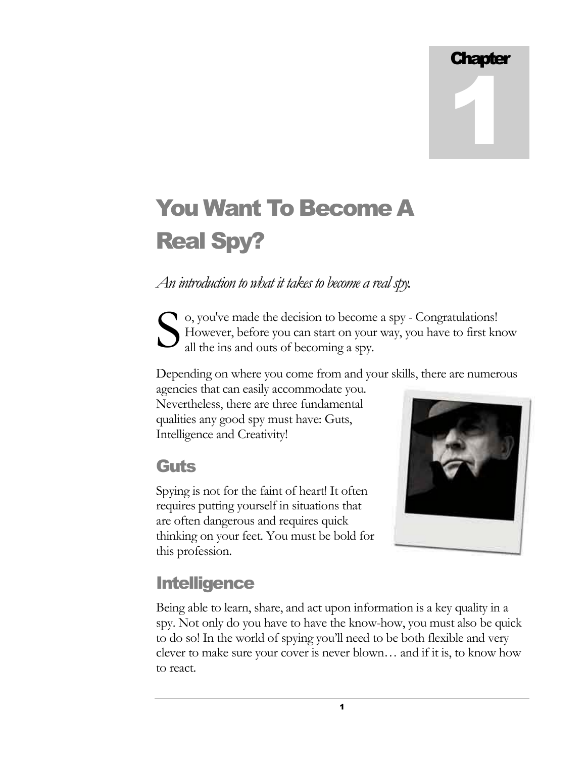Chapter 1

# You Want To Become A Real Spy?

*An introduction to what it takes to become a real spy.*

So, you've made the decision to become a spy - Congratulations! However, before you can start on your way, you have to first know all the ins and outs of becoming a spy.

Depending on where you come from and your skills, there are numerous agencies that can easily accommodate you. Nevertheless, there are three fundamental qualities any good spy must have: Guts, Intelligence and Creativity!

## Guts

Spying is not for the faint of heart! It often requires putting yourself in situations that are often dangerous and requires quick thinking on your feet. You must be bold for this profession.

## Intelligence

Being able to learn, share, and act upon information is a key quality in a spy. Not only do you have to have the know-how, you must also be quick to do so! In the world of spying you'll need to be both flexible and very clever to make sure your cover is never blown… and if it is, to know how to react.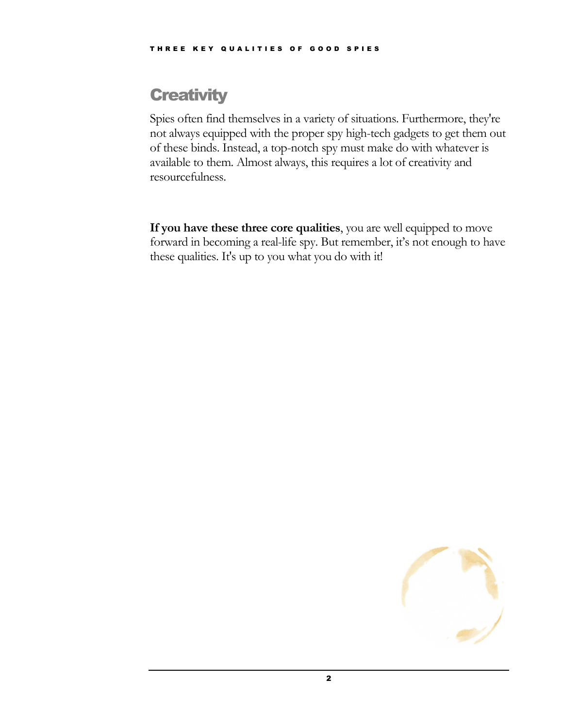## Creativity

Spies often find themselves in a variety of situations. Furthermore, they're not always equipped with the proper spy high-tech gadgets to get them out of these binds. Instead, a top-notch spy must make do with whatever is available to them. Almost always, this requires a lot of creativity and resourcefulness.

**If you have these three core qualities**, you are well equipped to move forward in becoming a real-life spy. But remember, it's not enough to have these qualities. It's up to you what you do with it!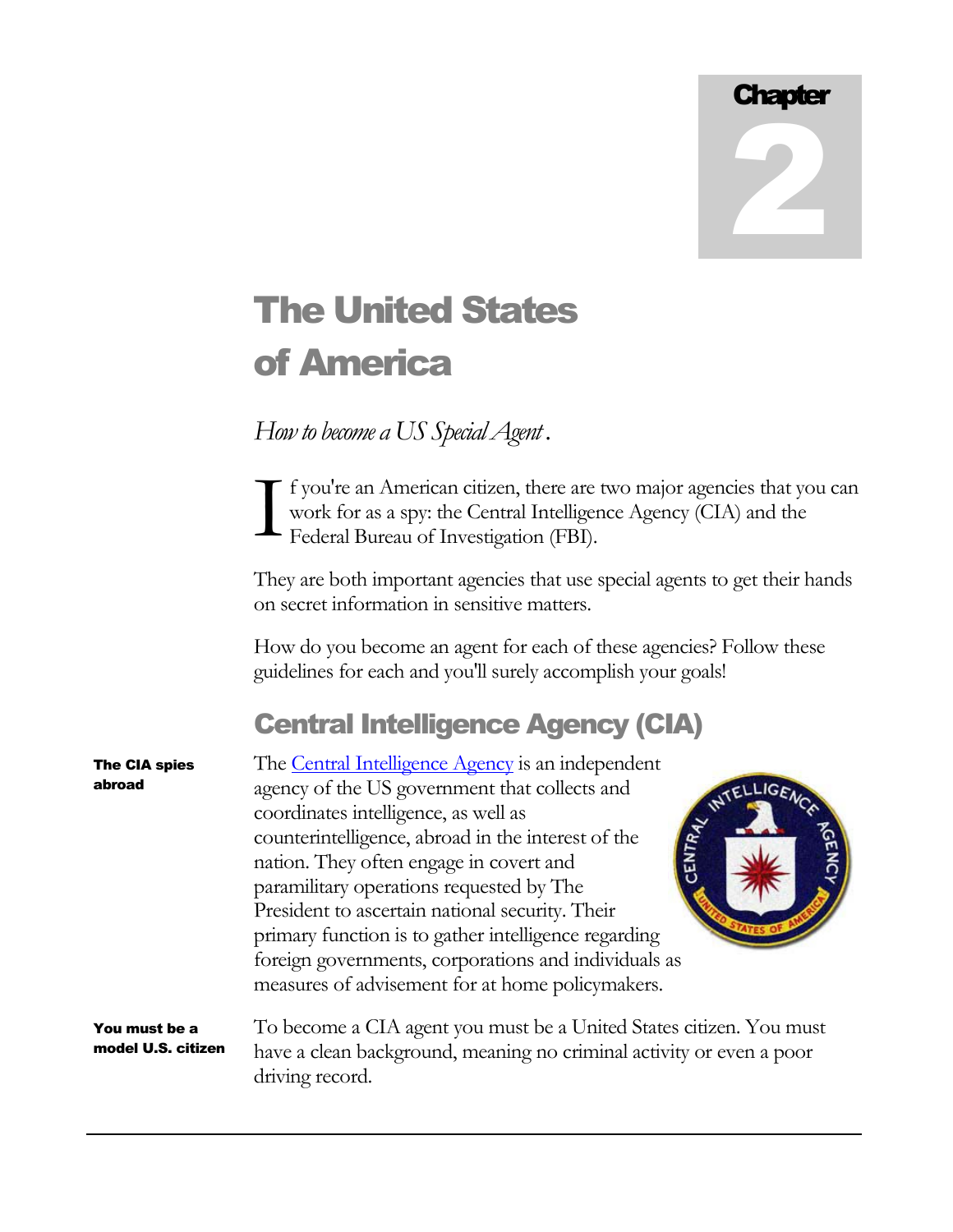Chapter 2

# The United States of America

*How to become a US Special Agent*.

If you're an American citizen, there are two major agencies that you can work for as a spy: the Central Intelligence Agency (CIA) and the Federal Bureau of Investigation (FBI).

They are both important agencies that use special agents to get their hands on secret information in sensitive matters.

How do you become an agent for each of these agencies? Follow these guidelines for each and you'll surely accomplish your goals!

## Central Intelligence Agency (CIA)

**The CIA spies abroad**

The Central Intelligence Agency is an independent agency of the US government that collects and coordinates intelligence, as well as counterintelligence, abroad in the interest of the nation. They often engage in covert and paramilitary operations requested by The President to ascertain national security. Their primary function is to gather intelligence regarding foreign governments, corporations and individuals as measures of advisement for at home policymakers.

**You must be a model U.S. citizen**

To become a CIA agent you must be a United States citizen. You must have a clean background, meaning no criminal activity or even a poor driving record.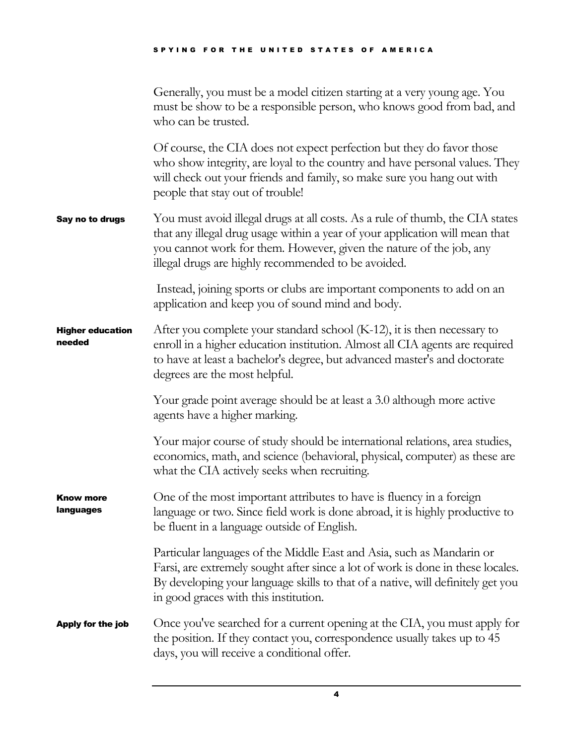Generally, you must be a model citizen starting at a very young age. You must be show to be a responsible person, who knows good from bad, and who can be trusted.

Of course, the CIA does not expect perfection but they do favor those who show integrity, are loyal to the country and have personal values. They will check out your friends and family, so make sure you hang out with people that stay out of trouble!

**Say no to drugs**

You must avoid illegal drugs at all costs. As a rule of thumb, the CIA states that any illegal drug usage within a year of your application will mean that you cannot work for them. However, given the nature of the job, any illegal drugs are highly recommended to be avoided.

Instead, joining sports or clubs are important components to add on an application and keep you of sound mind and body.

**Higher education needed**

After you complete your standard school (K-12), it is then necessary to enroll in a higher education institution. Almost all CIA agents are required to have at least a bachelor's degree, but advanced master's and doctorate degrees are the most helpful.

Your grade point average should be at least a 3.0 although more active agents have a higher marking.

Your major course of study should be international relations, area studies, economics, math, and science (behavioral, physical, computer) as these are what the CIA actively seeks when recruiting.

**Know more languages**

One of the most important attributes to have is fluency in a foreign language or two. Since field work is done abroad, it is highly productive to be fluent in a language outside of English.

Particular languages of the Middle East and Asia, such as Mandarin or Farsi, are extremely sought after since a lot of work is done in these locales. By developing your language skills to that of a native, will definitely get you in good graces with this institution.

**Apply for the job**

Once you've searched for a current opening at the CIA, you must apply for the position. If they contact you, correspondence usually takes up to 45 days, you will receive a conditional offer.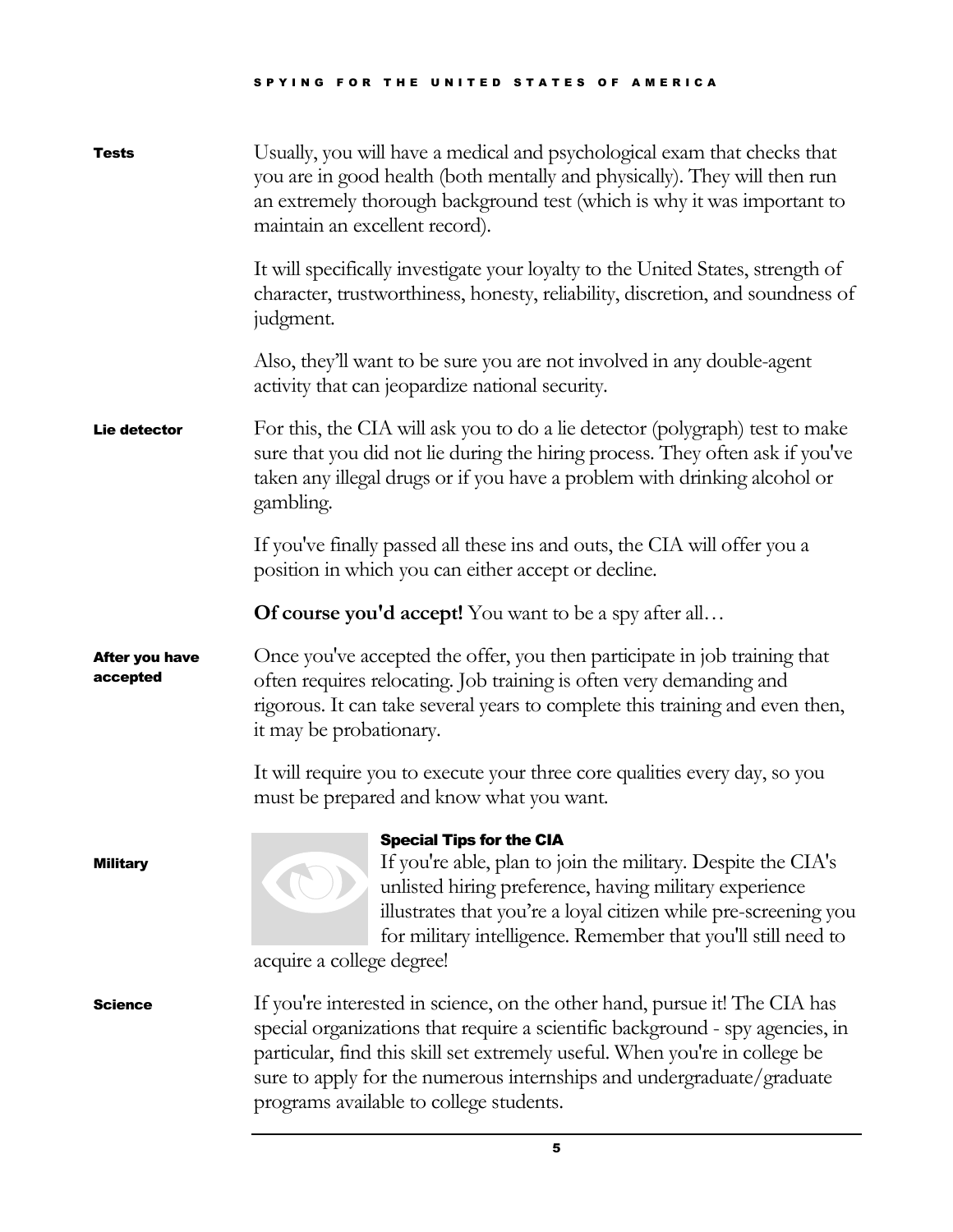**Tests**

Usually, you will have a medical and psychological exam that checks that you are in good health (both mentally and physically). They will then run an extremely thorough background test (which is why it was important to maintain an excellent record).

It will specifically investigate your loyalty to the United States, strength of character, trustworthiness, honesty, reliability, discretion, and soundness of judgment.

Also, they'll want to be sure you are not involved in any double-agent activity that can jeopardize national security.

**Lie detector**

For this, the CIA will ask you to do a lie detector (polygraph) test to make sure that you did not lie during the hiring process. They often ask if you've taken any illegal drugs or if you have a problem with drinking alcohol or gambling.

If you've finally passed all these ins and outs, the CIA will offer you a position in which you can either accept or decline.

**Of course you'd accept!** You want to be a spy after all…

**After you have accepted**

Once you've accepted the offer, you then participate in job training that often requires relocating. Job training is often very demanding and rigorous. It can take several years to complete this training and even then, it may be probationary.

It will require you to execute your three core qualities every day, so you must be prepared and know what you want.

**Military**

**Special Tips for the CIA**

If you're able, plan to join the military. Despite the CIA's unlisted hiring preference, having military experience illustrates that you're a loyal citizen while pre-screening you for military intelligence. Remember that you'll still need to acquire a college degree!

**Science**

If you're interested in science, on the other hand, pursue it! The CIA has special organizations that require a scientific background - spy agencies, in particular, find this skill set extremely useful. When you're in college be sure to apply for the numerous internships and undergraduate/graduate programs available to college students.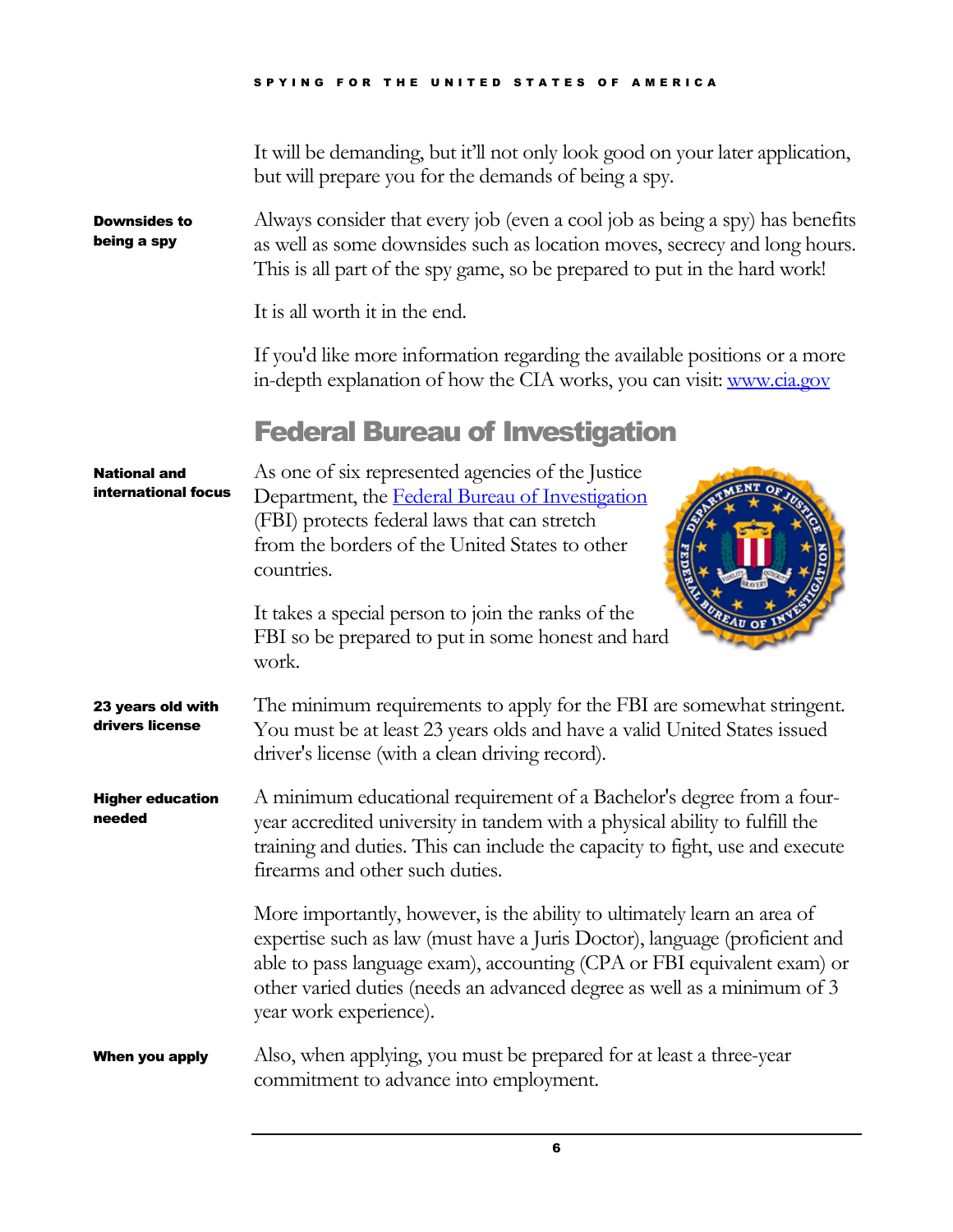It will be demanding, but it'll not only look good on your later application, but will prepare you for the demands of being a spy.

**Downsides to being a spy**

Always consider that every job (even a cool job as being a spy) has benefits as well as some downsides such as location moves, secrecy and long hours. This is all part of the spy game, so be prepared to put in the hard work!

It is all worth it in the end.

If you'd like more information regarding the available positions or a more in-depth explanation of how the CIA works, you can visit: [www.cia.gov](http://www.cia.gov)

## Federal Bureau of Investigation

**National and international focus**

As one of six represented agencies of the Justice Department, the [Federal Bureau of Investigation](#) (FBI) protects federal laws that can stretch from the borders of the United States to other countries.

It takes a special person to join the ranks of the FBI so be prepared to put in some honest and hard work.

**23 years old with drivers license**

The minimum requirements to apply for the FBI are somewhat stringent. You must be at least 23 years olds and have a valid United States issued driver's license (with a clean driving record).

**Higher education needed**

A minimum educational requirement of a Bachelor's degree from a four-year accredited university in tandem with a physical ability to fulfill the training and duties. This can include the capacity to fight, use and execute firearms and other such duties.

More importantly, however, is the ability to ultimately learn an area of expertise such as law (must have a Juris Doctor), language (proficient and able to pass language exam), accounting (CPA or FBI equivalent exam) or other varied duties (needs an advanced degree as well as a minimum of 3 year work experience).

**When you apply**

Also, when applying, you must be prepared for at least a three-year commitment to advance into employment.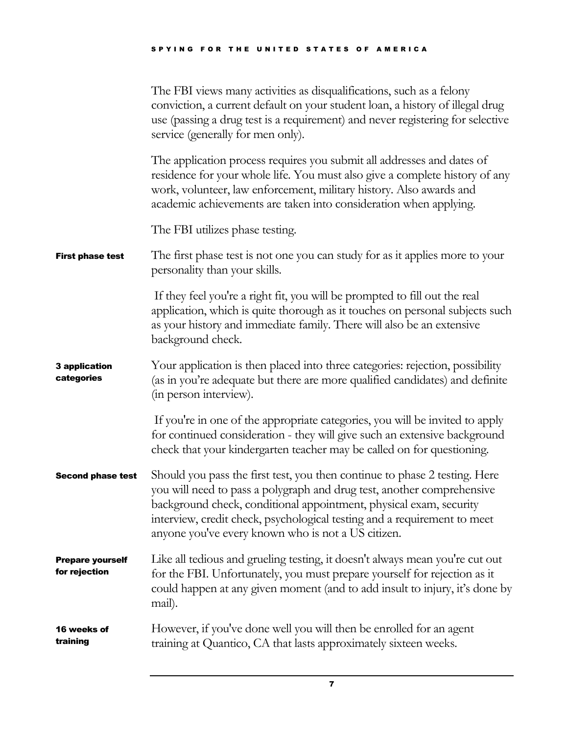The FBI views many activities as disqualifications, such as a felony conviction, a current default on your student loan, a history of illegal drug use (passing a drug test is a requirement) and never registering for selective service (generally for men only).

The application process requires you submit all addresses and dates of residence for your whole life. You must also give a complete history of any work, volunteer, law enforcement, military history. Also awards and academic achievements are taken into consideration when applying.

The FBI utilizes phase testing.

**First phase test**

The first phase test is not one you can study for as it applies more to your personality than your skills.

If they feel you're a right fit, you will be prompted to fill out the real application, which is quite thorough as it touches on personal subjects such as your history and immediate family. There will also be an extensive background check.

**3 application categories**

Your application is then placed into three categories: rejection, possibility (as in you're adequate but there are more qualified candidates) and definite (in person interview).

If you're in one of the appropriate categories, you will be invited to apply for continued consideration - they will give such an extensive background check that your kindergarten teacher may be called on for questioning.

**Second phase test**

Should you pass the first test, you then continue to phase 2 testing. Here you will need to pass a polygraph and drug test, another comprehensive background check, conditional appointment, physical exam, security interview, credit check, psychological testing and a requirement to meet anyone you've every known who is not a US citizen.

**Prepare yourself for rejection**

Like all tedious and grueling testing, it doesn't always mean you're cut out for the FBI. Unfortunately, you must prepare yourself for rejection as it could happen at any given moment (and to add insult to injury, it's done by mail).

**16 weeks of training**

However, if you've done well you will then be enrolled for an agent training at Quantico, CA that lasts approximately sixteen weeks.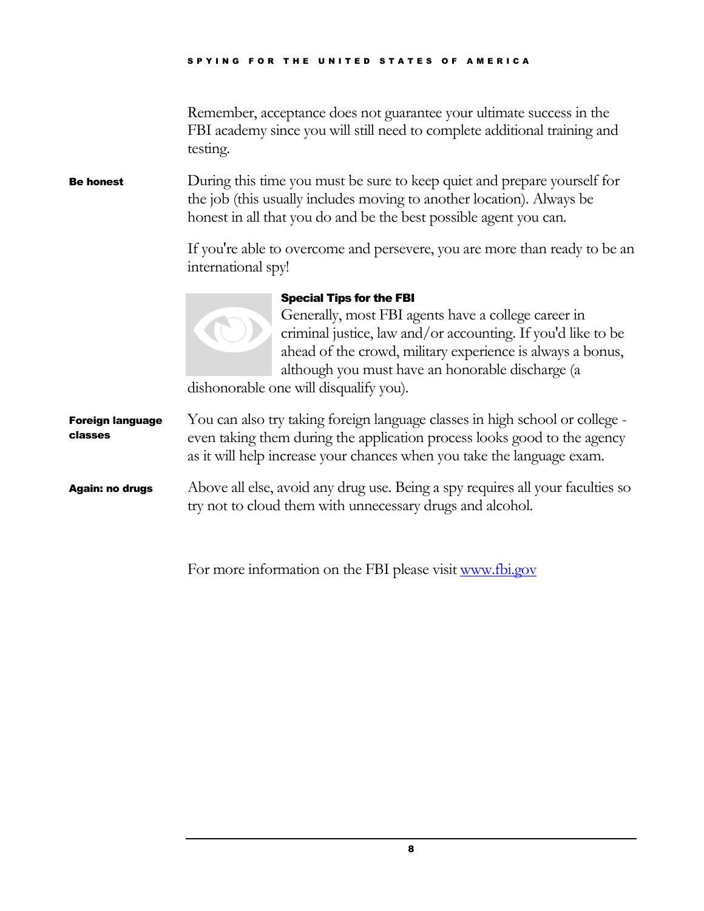Remember, acceptance does not guarantee your ultimate success in the FBI academy since you will still need to complete additional training and testing.

**Be honest**

During this time you must be sure to keep quiet and prepare yourself for the job (this usually includes moving to another location). Always be honest in all that you do and be the best possible agent you can.

If you're able to overcome and persevere, you are more than ready to be an international spy!

**Special Tips for the FBI**

Generally, most FBI agents have a college career in criminal justice, law and/or accounting. If you'd like to be ahead of the crowd, military experience is always a bonus, although you must have an honorable discharge (a dishonorable one will disqualify you).

**Foreign language classes**

You can also try taking foreign language classes in high school or college - even taking them during the application process looks good to the agency as it will help increase your chances when you take the language exam.

**Again: no drugs**

Above all else, avoid any drug use. Being a spy requires all your faculties so try not to cloud them with unnecessary drugs and alcohol.

For more information on the FBI please visit [www.fbi.gov](http://www.fbi.gov)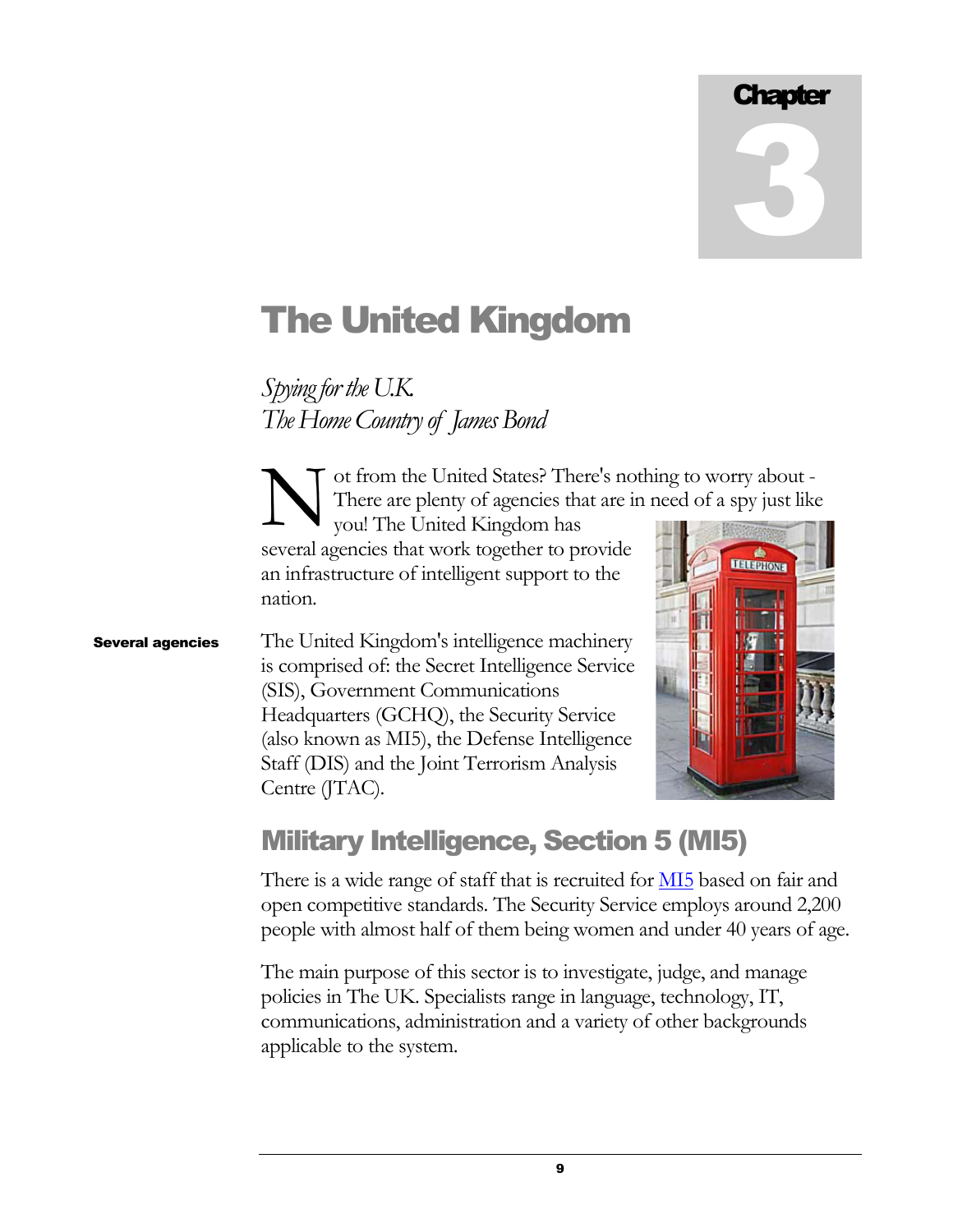Chapter 3

# The United Kingdom

*Spying for the U.K.*
*The Home Country of James Bond*

Not from the United States? There's nothing to worry about - There are plenty of agencies that are in need of a spy just like you! The United Kingdom has several agencies that work together to provide an infrastructure of intelligent support to the nation.

**Several agencies**

The United Kingdom's intelligence machinery is comprised of: the Secret Intelligence Service (SIS), Government Communications Headquarters (GCHQ), the Security Service (also known as MI5), the Defense Intelligence Staff (DIS) and the Joint Terrorism Analysis Centre (JTAC).

## Military Intelligence, Section 5 (MI5)

There is a wide range of staff that is recruited for MI5 based on fair and open competitive standards. The Security Service employs around 2,200 people with almost half of them being women and under 40 years of age.

The main purpose of this sector is to investigate, judge, and manage policies in The UK. Specialists range in language, technology, IT, communications, administration and a variety of other backgrounds applicable to the system.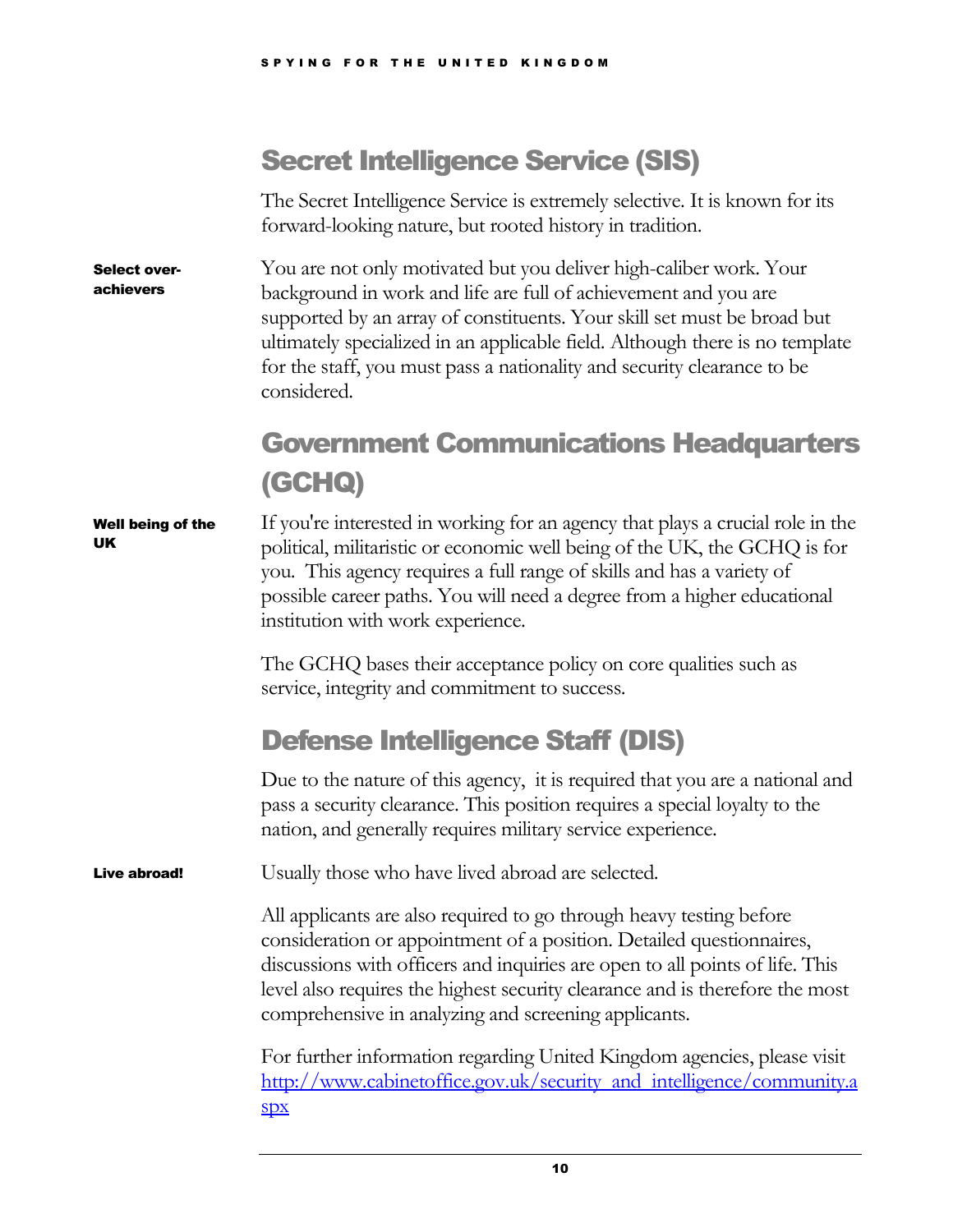## Secret Intelligence Service (SIS)

The Secret Intelligence Service is extremely selective. It is known for its forward-looking nature, but rooted history in tradition.

**Select over-achievers**

You are not only motivated but you deliver high-caliber work. Your background in work and life are full of achievement and you are supported by an array of constituents. Your skill set must be broad but ultimately specialized in an applicable field. Although there is no template for the staff, you must pass a nationality and security clearance to be considered.

## Government Communications Headquarters (GCHQ)

**Well being of the UK**

If you're interested in working for an agency that plays a crucial role in the political, militaristic or economic well being of the UK, the GCHQ is for you. This agency requires a full range of skills and has a variety of possible career paths. You will need a degree from a higher educational institution with work experience.

The GCHQ bases their acceptance policy on core qualities such as service, integrity and commitment to success.

## Defense Intelligence Staff (DIS)

Due to the nature of this agency, it is required that you are a national and pass a security clearance. This position requires a special loyalty to the nation, and generally requires military service experience.

**Live abroad!**

Usually those who have lived abroad are selected.

All applicants are also required to go through heavy testing before consideration or appointment of a position. Detailed questionnaires, discussions with officers and inquiries are open to all points of life. This level also requires the highest security clearance and is therefore the most comprehensive in analyzing and screening applicants.

For further information regarding United Kingdom agencies, please visit [http://www.cabinetoffice.gov.uk/security_and_intelligence/community.aspx](http://www.cabinetoffice.gov.uk/security_and_intelligence/community.aspx)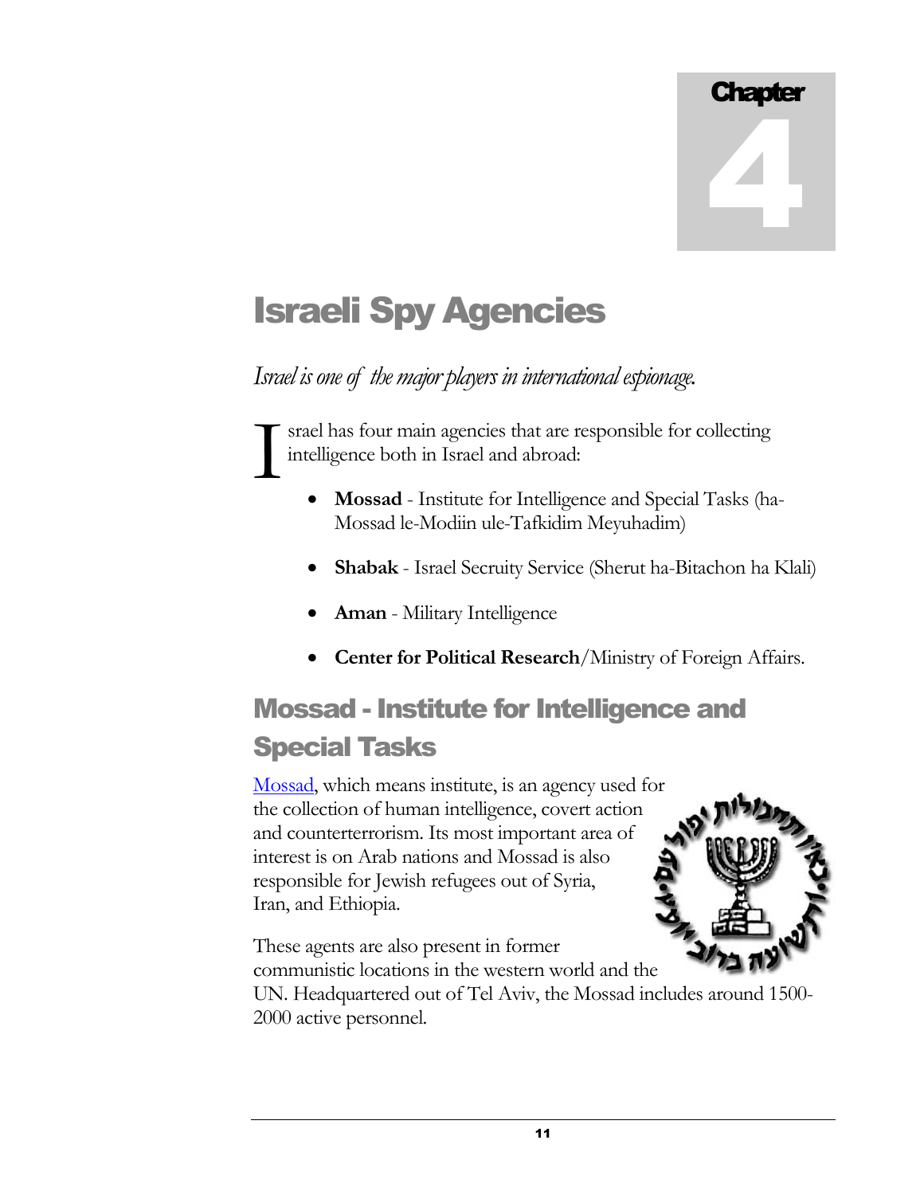# Chapter 4

# Israeli Spy Agencies

*Israel is one of the major players in international espionage.*

Israel has four main agencies that are responsible for collecting intelligence both in Israel and abroad:

- **Mossad** - Institute for Intelligence and Special Tasks (ha-Mossad le-Modiin ule-Tafkidim Meyuhadim)
- **Shabak** - Israel Secruity Service (Sherut ha-Bitachon ha Klali)
- **Aman** - Military Intelligence
- **Center for Political Research**/Ministry of Foreign Affairs.

## Mossad - Institute for Intelligence and Special Tasks

Mossad, which means institute, is an agency used for the collection of human intelligence, covert action and counterterrorism. Its most important area of interest is on Arab nations and Mossad is also responsible for Jewish refugees out of Syria, Iran, and Ethiopia.

These agents are also present in former communistic locations in the western world and the UN. Headquartered out of Tel Aviv, the Mossad includes around 1500-2000 active personnel.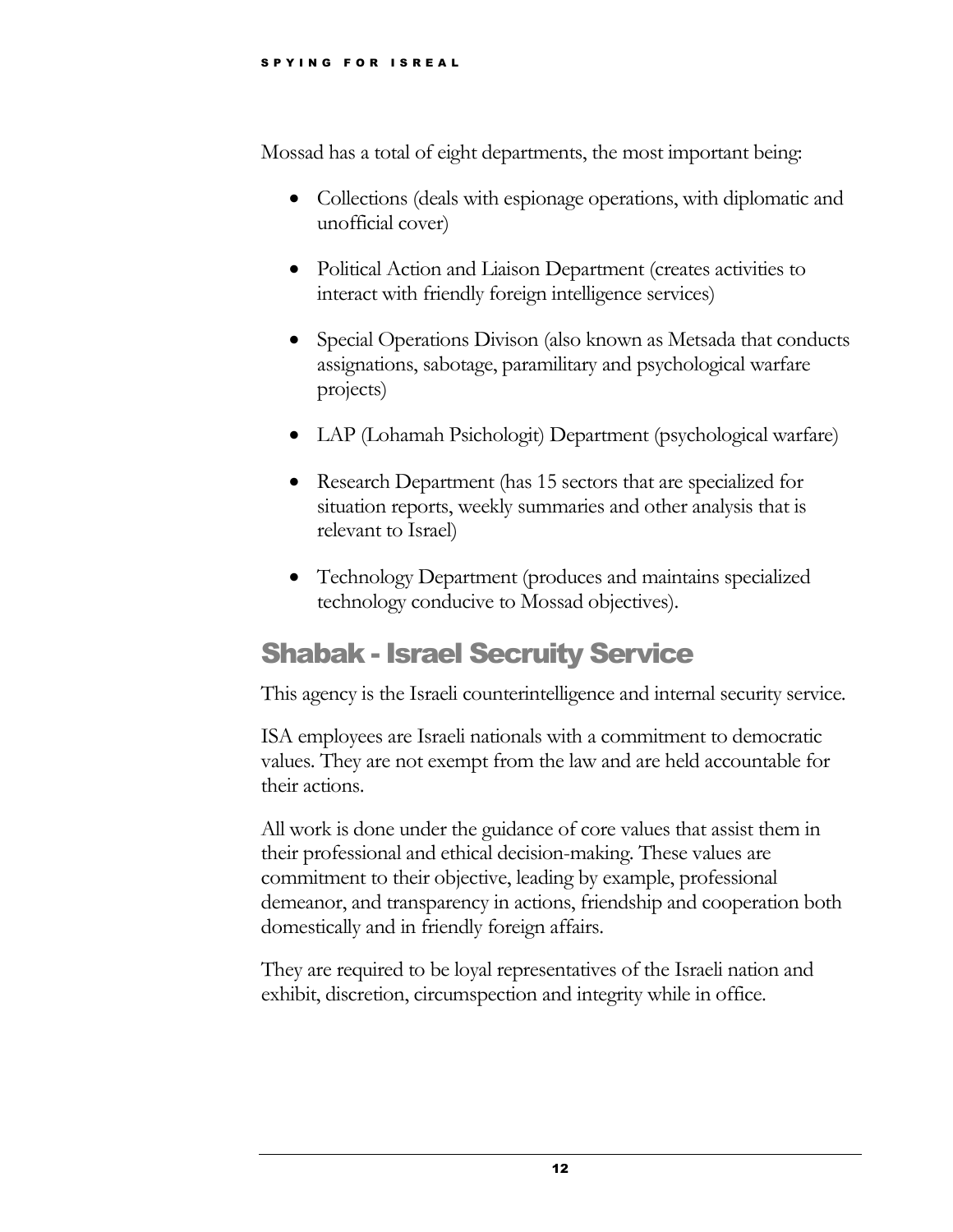Mossad has a total of eight departments, the most important being:

- Collections (deals with espionage operations, with diplomatic and unofficial cover)
- Political Action and Liaison Department (creates activities to interact with friendly foreign intelligence services)
- Special Operations Divison (also known as Metsada that conducts assignations, sabotage, paramilitary and psychological warfare projects)
- LAP (Lohamah Psichologit) Department (psychological warfare)
- Research Department (has 15 sectors that are specialized for situation reports, weekly summaries and other analysis that is relevant to Israel)
- Technology Department (produces and maintains specialized technology conducive to Mossad objectives).

## Shabak - Israel Secruity Service

This agency is the Israeli counterintelligence and internal security service.

ISA employees are Israeli nationals with a commitment to democratic values. They are not exempt from the law and are held accountable for their actions.

All work is done under the guidance of core values that assist them in their professional and ethical decision-making. These values are commitment to their objective, leading by example, professional demeanor, and transparency in actions, friendship and cooperation both domestically and in friendly foreign affairs.

They are required to be loyal representatives of the Israeli nation and exhibit, discretion, circumspection and integrity while in office.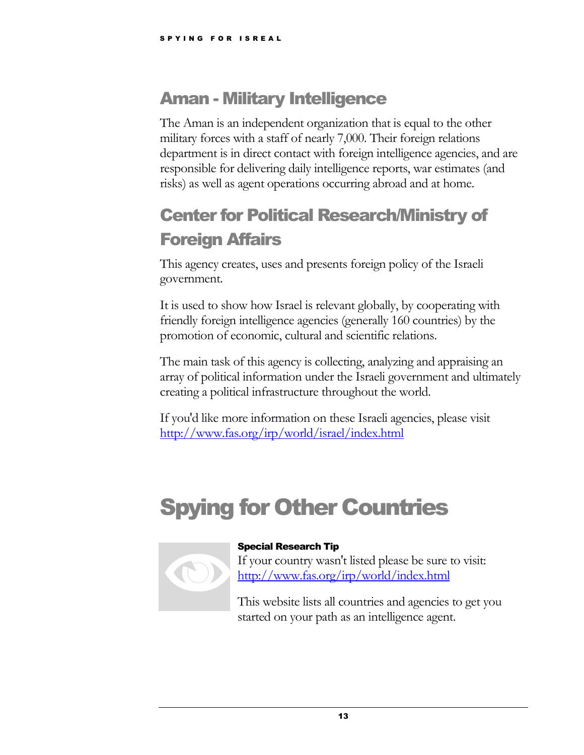## Aman - Military Intelligence

The Aman is an independent organization that is equal to the other military forces with a staff of nearly 7,000. Their foreign relations department is in direct contact with foreign intelligence agencies, and are responsible for delivering daily intelligence reports, war estimates (and risks) as well as agent operations occurring abroad and at home.

## Center for Political Research/Ministry of Foreign Affairs

This agency creates, uses and presents foreign policy of the Israeli government.

It is used to show how Israel is relevant globally, by cooperating with friendly foreign intelligence agencies (generally 160 countries) by the promotion of economic, cultural and scientific relations.

The main task of this agency is collecting, analyzing and appraising an array of political information under the Israeli government and ultimately creating a political infrastructure throughout the world.

If you'd like more information on these Israeli agencies, please visit http://www.fas.org/irp/world/israel/index.html

# Spying for Other Countries

**Special Research Tip**

If your country wasn't listed please be sure to visit: http://www.fas.org/irp/world/index.html

This website lists all countries and agencies to get you started on your path as an intelligence agent.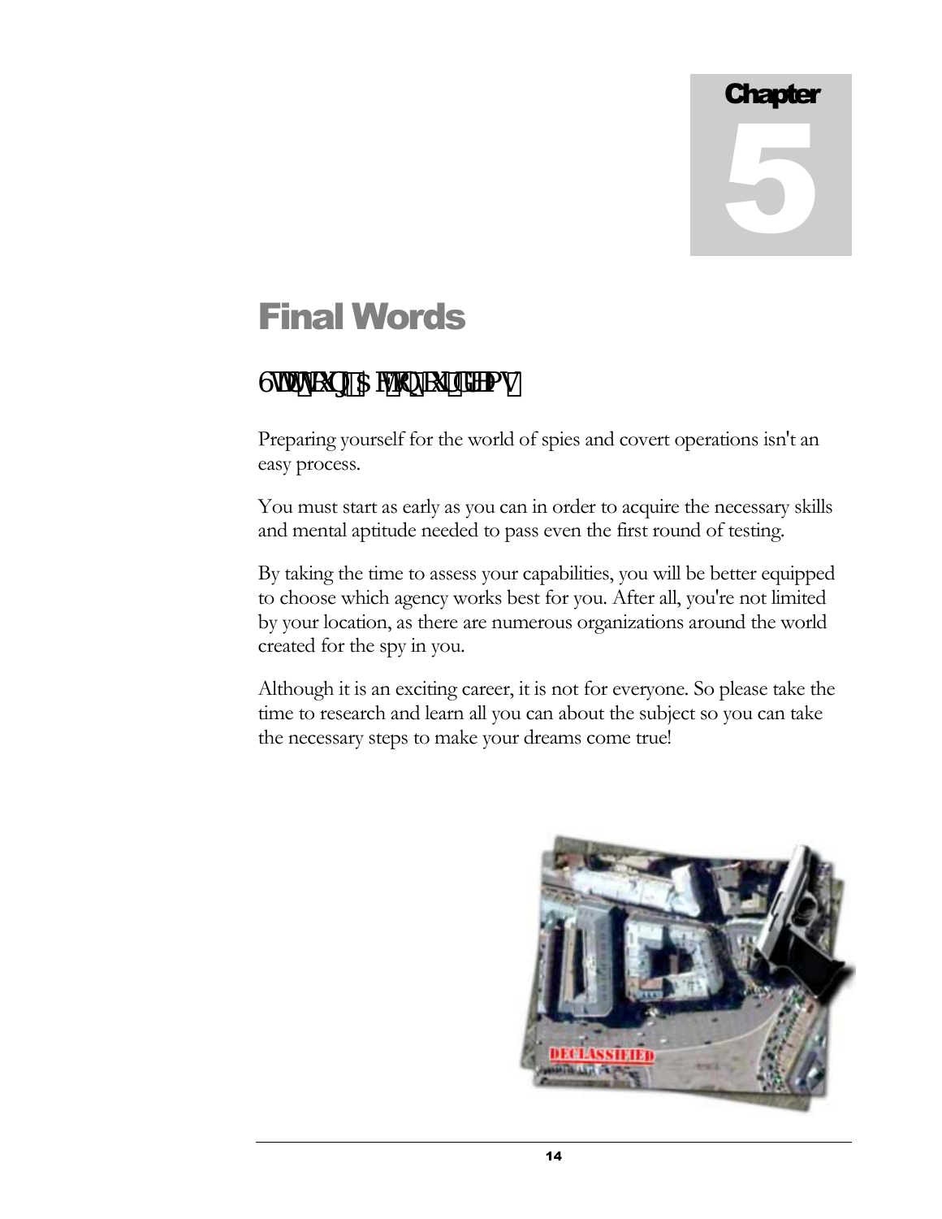# Final Words

## 6WDWNJ\XQJ $FKRQ\XGHPV

Preparing yourself for the world of spies and covert operations isn't an easy process.

You must start as early as you can in order to acquire the necessary skills and mental aptitude needed to pass even the first round of testing.

By taking the time to assess your capabilities, you will be better equipped to choose which agency works best for you. After all, you're not limited by your location, as there are numerous organizations around the world created for the spy in you.

Although it is an exciting career, it is not for everyone. So please take the time to research and learn all you can about the subject so you can take the necessary steps to make your dreams come true!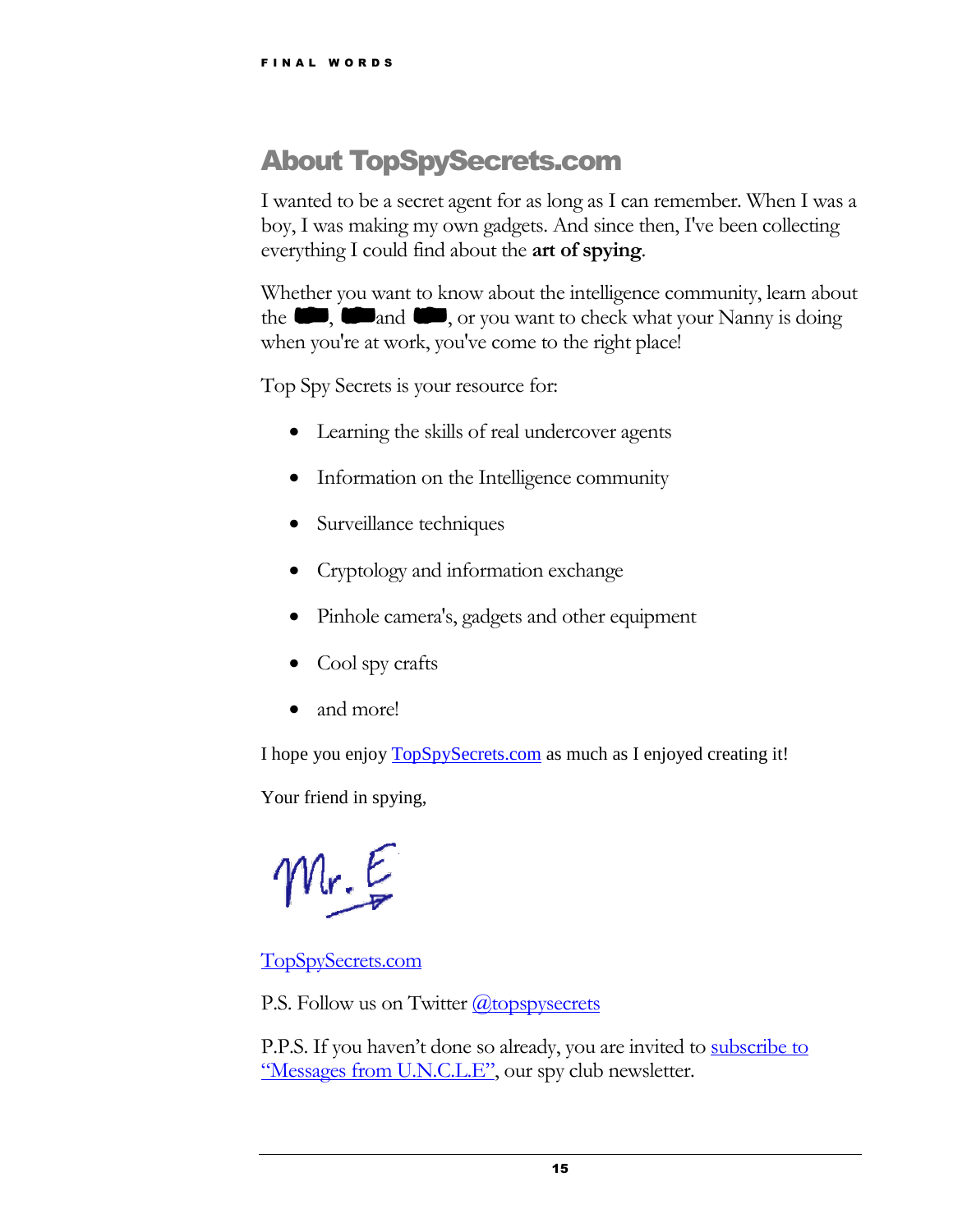## About TopSpySecrets.com

I wanted to be a secret agent for as long as I can remember. When I was a boy, I was making my own gadgets. And since then, I've been collecting everything I could find about the **art of spying**.

Whether you want to know about the intelligence community, learn about the ███, ███and ███, or you want to check what your Nanny is doing when you're at work, you've come to the right place!

Top Spy Secrets is your resource for:

- Learning the skills of real undercover agents
- Information on the Intelligence community
- Surveillance techniques
- Cryptology and information exchange
- Pinhole camera's, gadgets and other equipment
- Cool spy crafts
- and more!

I hope you enjoy [TopSpySecrets.com](TopSpySecrets.com) as much as I enjoyed creating it!

Your friend in spying,

Mr. E

[TopSpySecrets.com](TopSpySecrets.com)

P.S. Follow us on Twitter [@topspysecrets](@topspysecrets)

P.P.S. If you haven't done so already, you are invited to [subscribe to "Messages from U.N.C.L.E"](subscribe), our spy club newsletter.